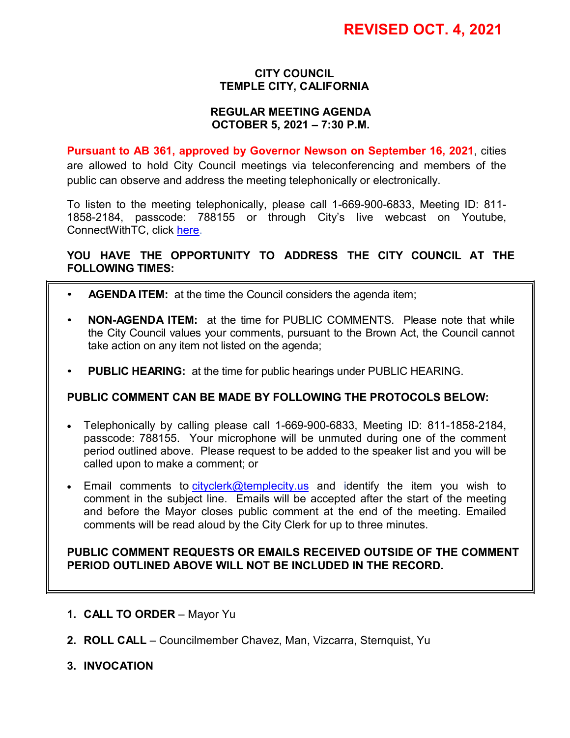**REVISED OCT. 4, 2021**

**CITY COUNCIL**
**TEMPLE CITY, CALIFORNIA**

**REGULAR MEETING AGENDA**
**OCTOBER 5, 2021 – 7:30 P.M.**

**Pursuant to AB 361, approved by Governor Newson on September 16, 2021**, cities are allowed to hold City Council meetings via teleconferencing and members of the public can observe and address the meeting telephonically or electronically.

To listen to the meeting telephonically, please call 1-669-900-6833, Meeting ID: 811-1858-2184, passcode: 788155 or through City's live webcast on Youtube, ConnectWithTC, click here.

**YOU HAVE THE OPPORTUNITY TO ADDRESS THE CITY COUNCIL AT THE FOLLOWING TIMES:**

- **AGENDA ITEM:** at the time the Council considers the agenda item;
- **NON-AGENDA ITEM:** at the time for PUBLIC COMMENTS. Please note that while the City Council values your comments, pursuant to the Brown Act, the Council cannot take action on any item not listed on the agenda;
- **PUBLIC HEARING:** at the time for public hearings under PUBLIC HEARING.

**PUBLIC COMMENT CAN BE MADE BY FOLLOWING THE PROTOCOLS BELOW:**

- Telephonically by calling please call 1-669-900-6833, Meeting ID: 811-1858-2184, passcode: 788155. Your microphone will be unmuted during one of the comment period outlined above. Please request to be added to the speaker list and you will be called upon to make a comment; or
- Email comments to cityclerk@templecity.us and identify the item you wish to comment in the subject line. Emails will be accepted after the start of the meeting and before the Mayor closes public comment at the end of the meeting. Emailed comments will be read aloud by the City Clerk for up to three minutes.

**PUBLIC COMMENT REQUESTS OR EMAILS RECEIVED OUTSIDE OF THE COMMENT PERIOD OUTLINED ABOVE WILL NOT BE INCLUDED IN THE RECORD.**

1. **CALL TO ORDER** – Mayor Yu
2. **ROLL CALL** – Councilmember Chavez, Man, Vizcarra, Sternquist, Yu
3. **INVOCATION**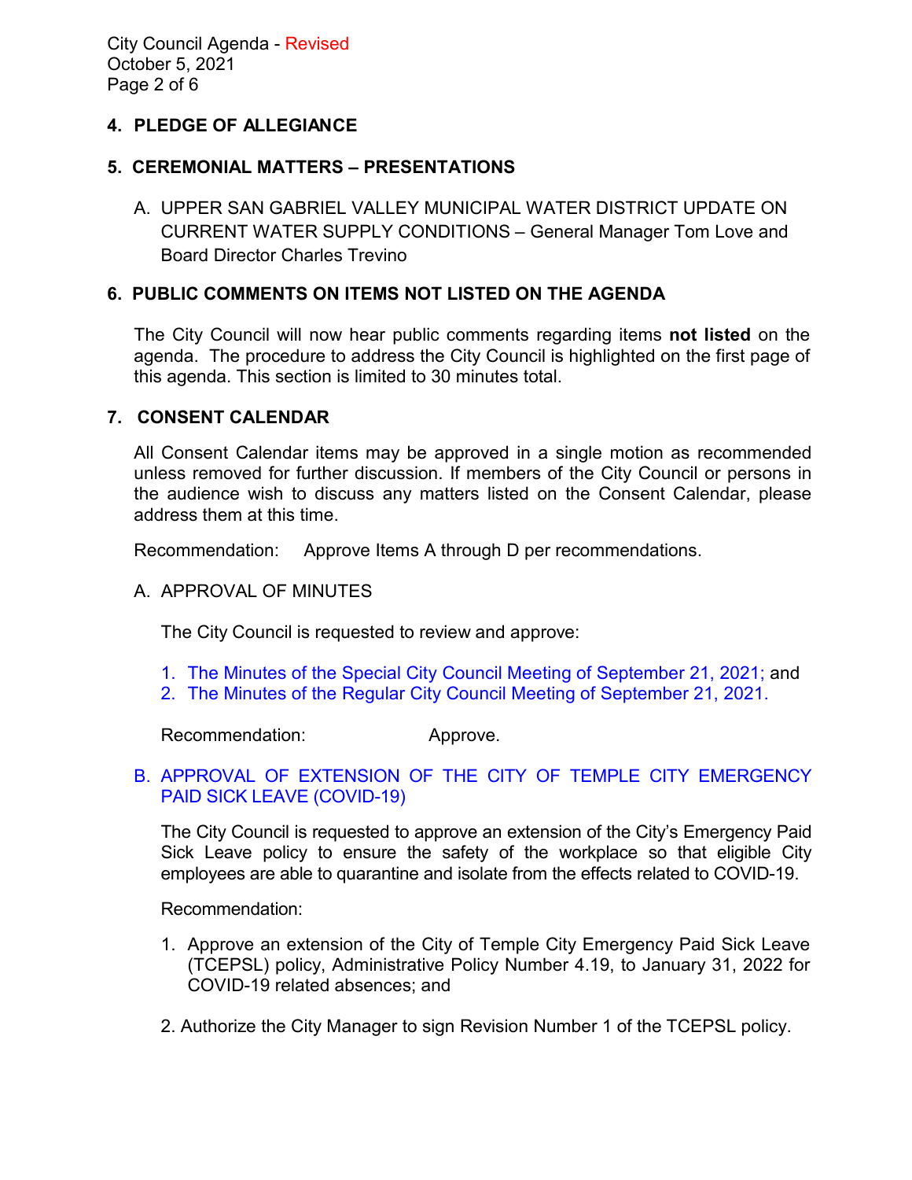## 4. PLEDGE OF ALLEGIANCE

## 5. CEREMONIAL MATTERS – PRESENTATIONS

A. UPPER SAN GABRIEL VALLEY MUNICIPAL WATER DISTRICT UPDATE ON CURRENT WATER SUPPLY CONDITIONS – General Manager Tom Love and Board Director Charles Trevino

## 6. PUBLIC COMMENTS ON ITEMS NOT LISTED ON THE AGENDA

The City Council will now hear public comments regarding items **not listed** on the agenda. The procedure to address the City Council is highlighted on the first page of this agenda. This section is limited to 30 minutes total.

## 7. CONSENT CALENDAR

All Consent Calendar items may be approved in a single motion as recommended unless removed for further discussion. If members of the City Council or persons in the audience wish to discuss any matters listed on the Consent Calendar, please address them at this time.

Recommendation: Approve Items A through D per recommendations.

A. APPROVAL OF MINUTES

The City Council is requested to review and approve:

1. The Minutes of the Special City Council Meeting of September 21, 2021; and
2. The Minutes of the Regular City Council Meeting of September 21, 2021.

Recommendation: Approve.

B. APPROVAL OF EXTENSION OF THE CITY OF TEMPLE CITY EMERGENCY PAID SICK LEAVE (COVID-19)

The City Council is requested to approve an extension of the City's Emergency Paid Sick Leave policy to ensure the safety of the workplace so that eligible City employees are able to quarantine and isolate from the effects related to COVID-19.

Recommendation:

1. Approve an extension of the City of Temple City Emergency Paid Sick Leave (TCEPSL) policy, Administrative Policy Number 4.19, to January 31, 2022 for COVID-19 related absences; and
2. Authorize the City Manager to sign Revision Number 1 of the TCEPSL policy.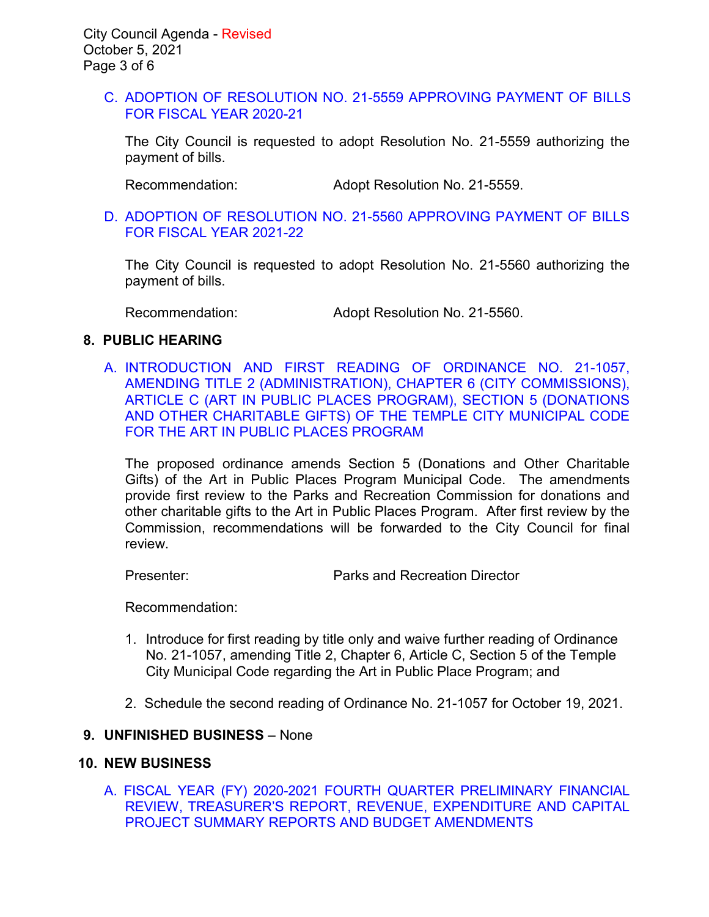C. ADOPTION OF RESOLUTION NO. 21-5559 APPROVING PAYMENT OF BILLS FOR FISCAL YEAR 2020-21

The City Council is requested to adopt Resolution No. 21-5559 authorizing the payment of bills.

Recommendation: Adopt Resolution No. 21-5559.

D. ADOPTION OF RESOLUTION NO. 21-5560 APPROVING PAYMENT OF BILLS FOR FISCAL YEAR 2021-22

The City Council is requested to adopt Resolution No. 21-5560 authorizing the payment of bills.

Recommendation: Adopt Resolution No. 21-5560.

## 8. PUBLIC HEARING

A. INTRODUCTION AND FIRST READING OF ORDINANCE NO. 21-1057, AMENDING TITLE 2 (ADMINISTRATION), CHAPTER 6 (CITY COMMISSIONS), ARTICLE C (ART IN PUBLIC PLACES PROGRAM), SECTION 5 (DONATIONS AND OTHER CHARITABLE GIFTS) OF THE TEMPLE CITY MUNICIPAL CODE FOR THE ART IN PUBLIC PLACES PROGRAM

The proposed ordinance amends Section 5 (Donations and Other Charitable Gifts) of the Art in Public Places Program Municipal Code. The amendments provide first review to the Parks and Recreation Commission for donations and other charitable gifts to the Art in Public Places Program. After first review by the Commission, recommendations will be forwarded to the City Council for final review.

Presenter: Parks and Recreation Director

Recommendation:

1. Introduce for first reading by title only and waive further reading of Ordinance No. 21-1057, amending Title 2, Chapter 6, Article C, Section 5 of the Temple City Municipal Code regarding the Art in Public Place Program; and

2. Schedule the second reading of Ordinance No. 21-1057 for October 19, 2021.

## 9. UNFINISHED BUSINESS – None

## 10. NEW BUSINESS

A. FISCAL YEAR (FY) 2020-2021 FOURTH QUARTER PRELIMINARY FINANCIAL REVIEW, TREASURER'S REPORT, REVENUE, EXPENDITURE AND CAPITAL PROJECT SUMMARY REPORTS AND BUDGET AMENDMENTS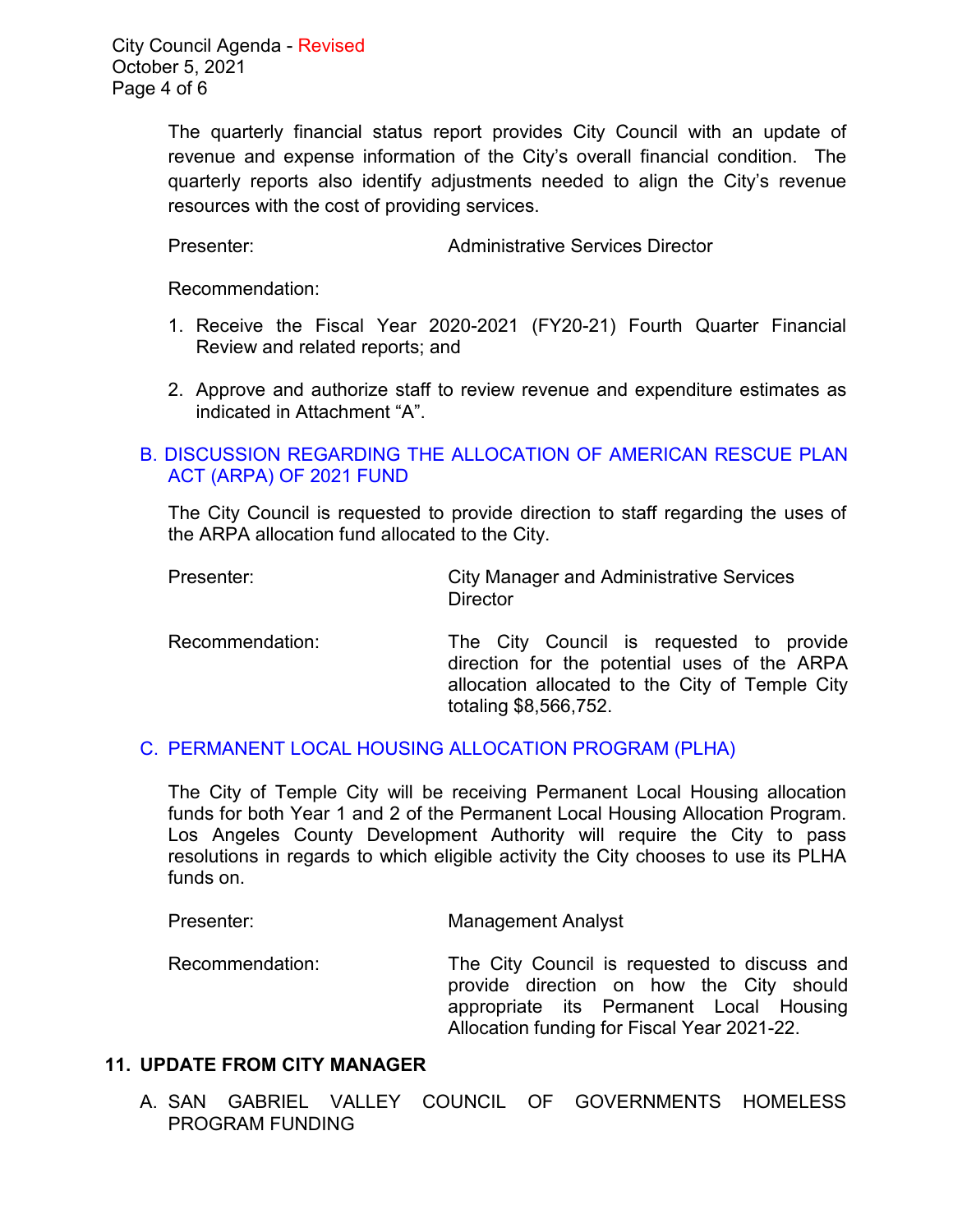The quarterly financial status report provides City Council with an update of revenue and expense information of the City's overall financial condition. The quarterly reports also identify adjustments needed to align the City's revenue resources with the cost of providing services.

Presenter: Administrative Services Director

Recommendation:

1. Receive the Fiscal Year 2020-2021 (FY20-21) Fourth Quarter Financial Review and related reports; and

2. Approve and authorize staff to review revenue and expenditure estimates as indicated in Attachment "A".

### B. DISCUSSION REGARDING THE ALLOCATION OF AMERICAN RESCUE PLAN ACT (ARPA) OF 2021 FUND

The City Council is requested to provide direction to staff regarding the uses of the ARPA allocation fund allocated to the City.

Presenter: City Manager and Administrative Services Director

Recommendation: The City Council is requested to provide direction for the potential uses of the ARPA allocation allocated to the City of Temple City totaling $8,566,752.

### C. PERMANENT LOCAL HOUSING ALLOCATION PROGRAM (PLHA)

The City of Temple City will be receiving Permanent Local Housing allocation funds for both Year 1 and 2 of the Permanent Local Housing Allocation Program. Los Angeles County Development Authority will require the City to pass resolutions in regards to which eligible activity the City chooses to use its PLHA funds on.

Presenter: Management Analyst

Recommendation: The City Council is requested to discuss and provide direction on how the City should appropriate its Permanent Local Housing Allocation funding for Fiscal Year 2021-22.

## 11. UPDATE FROM CITY MANAGER

A. SAN GABRIEL VALLEY COUNCIL OF GOVERNMENTS HOMELESS PROGRAM FUNDING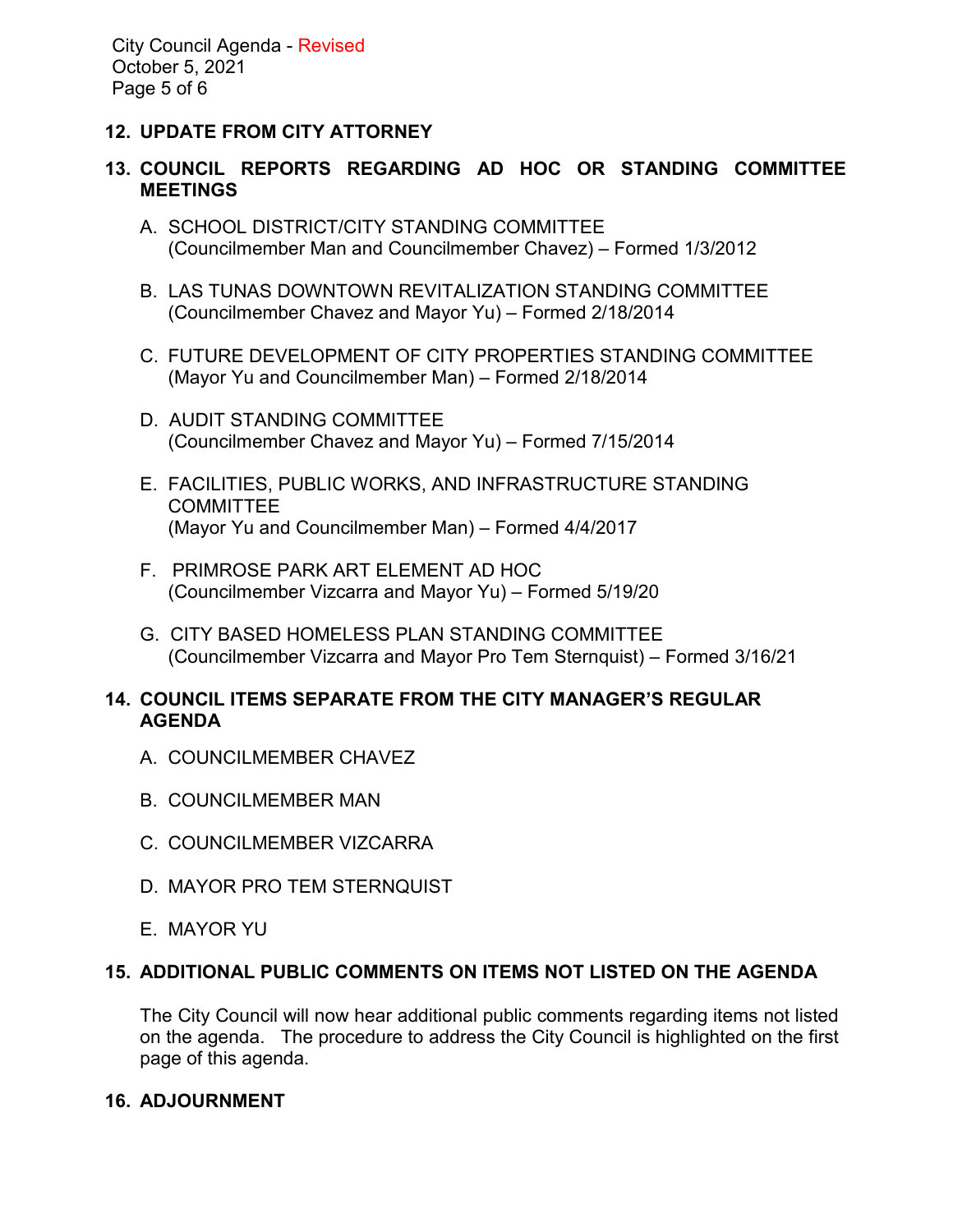## 12. UPDATE FROM CITY ATTORNEY

## 13. COUNCIL REPORTS REGARDING AD HOC OR STANDING COMMITTEE MEETINGS

A. SCHOOL DISTRICT/CITY STANDING COMMITTEE
(Councilmember Man and Councilmember Chavez) – Formed 1/3/2012

B. LAS TUNAS DOWNTOWN REVITALIZATION STANDING COMMITTEE
(Councilmember Chavez and Mayor Yu) – Formed 2/18/2014

C. FUTURE DEVELOPMENT OF CITY PROPERTIES STANDING COMMITTEE
(Mayor Yu and Councilmember Man) – Formed 2/18/2014

D. AUDIT STANDING COMMITTEE
(Councilmember Chavez and Mayor Yu) – Formed 7/15/2014

E. FACILITIES, PUBLIC WORKS, AND INFRASTRUCTURE STANDING COMMITTEE
(Mayor Yu and Councilmember Man) – Formed 4/4/2017

F. PRIMROSE PARK ART ELEMENT AD HOC
(Councilmember Vizcarra and Mayor Yu) – Formed 5/19/20

G. CITY BASED HOMELESS PLAN STANDING COMMITTEE
(Councilmember Vizcarra and Mayor Pro Tem Sternquist) – Formed 3/16/21

## 14. COUNCIL ITEMS SEPARATE FROM THE CITY MANAGER'S REGULAR AGENDA

A. COUNCILMEMBER CHAVEZ

B. COUNCILMEMBER MAN

C. COUNCILMEMBER VIZCARRA

D. MAYOR PRO TEM STERNQUIST

E. MAYOR YU

## 15. ADDITIONAL PUBLIC COMMENTS ON ITEMS NOT LISTED ON THE AGENDA

The City Council will now hear additional public comments regarding items not listed on the agenda. The procedure to address the City Council is highlighted on the first page of this agenda.

## 16. ADJOURNMENT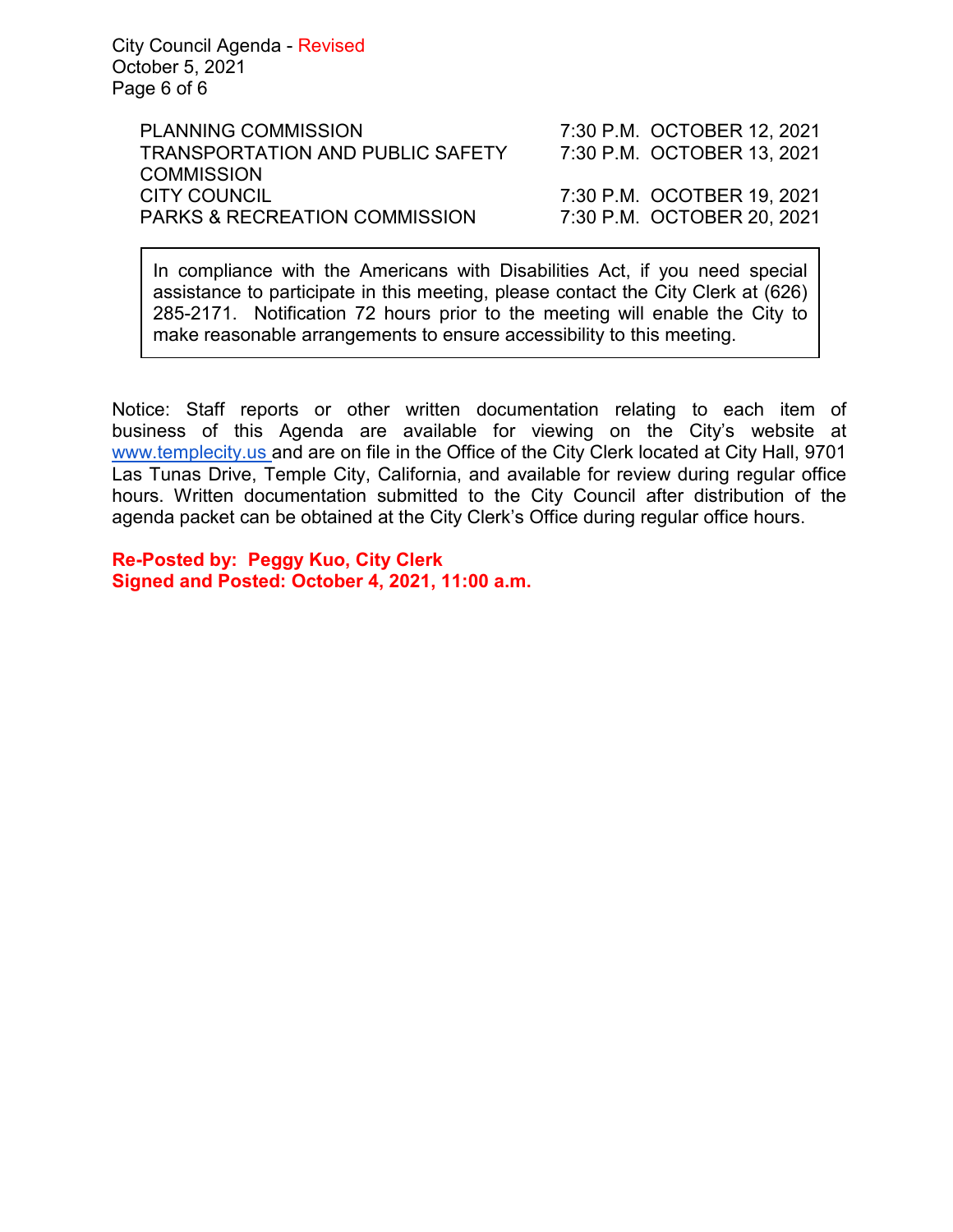| | |
|---|---|
| PLANNING COMMISSION | 7:30 P.M. OCTOBER 12, 2021 |
| TRANSPORTATION AND PUBLIC SAFETY COMMISSION | 7:30 P.M. OCTOBER 13, 2021 |
| CITY COUNCIL | 7:30 P.M. OCOTBER 19, 2021 |
| PARKS & RECREATION COMMISSION | 7:30 P.M. OCTOBER 20, 2021 |

In compliance with the Americans with Disabilities Act, if you need special assistance to participate in this meeting, please contact the City Clerk at (626) 285-2171. Notification 72 hours prior to the meeting will enable the City to make reasonable arrangements to ensure accessibility to this meeting.

Notice: Staff reports or other written documentation relating to each item of business of this Agenda are available for viewing on the City's website at www.templecity.us and are on file in the Office of the City Clerk located at City Hall, 9701 Las Tunas Drive, Temple City, California, and available for review during regular office hours. Written documentation submitted to the City Council after distribution of the agenda packet can be obtained at the City Clerk's Office during regular office hours.

**Re-Posted by: Peggy Kuo, City Clerk**
**Signed and Posted: October 4, 2021, 11:00 a.m.**